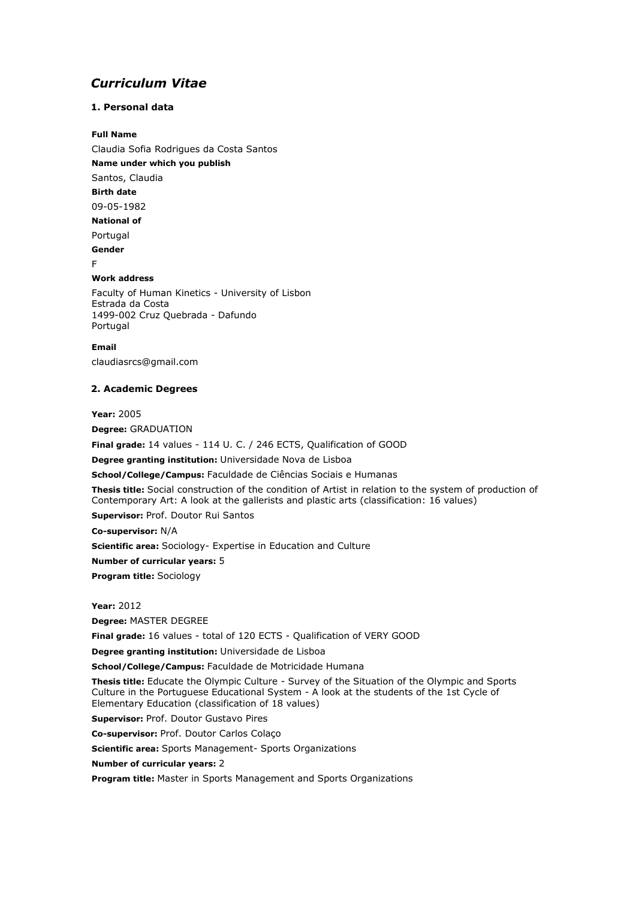# *Curriculum Vitae*

### 1. Personal data

**Full Name**

Claudia Sofia Rodrigues da Costa Santos

**Name under which you publish**

Santos, Claudia

**Birth date**

09-05-1982

**National of**

Portugal

**Gender**

F

**Work address**

Faculty of Human Kinetics - University of Lisbon
Estrada da Costa
1499-002 Cruz Quebrada - Dafundo
Portugal

**Email**

claudiasrcs@gmail.com

### 2. Academic Degrees

**Year:** 2005

**Degree:** GRADUATION

**Final grade:** 14 values - 114 U. C. / 246 ECTS, Qualification of GOOD

**Degree granting institution:** Universidade Nova de Lisboa

**School/College/Campus:** Faculdade de Ciências Sociais e Humanas

**Thesis title:** Social construction of the condition of Artist in relation to the system of production of Contemporary Art: A look at the gallerists and plastic arts (classification: 16 values)

**Supervisor:** Prof. Doutor Rui Santos

**Co-supervisor:** N/A

**Scientific area:** Sociology- Expertise in Education and Culture

**Number of curricular years:** 5

**Program title:** Sociology

**Year:** 2012

**Degree:** MASTER DEGREE

**Final grade:** 16 values - total of 120 ECTS - Qualification of VERY GOOD

**Degree granting institution:** Universidade de Lisboa

**School/College/Campus:** Faculdade de Motricidade Humana

**Thesis title:** Educate the Olympic Culture - Survey of the Situation of the Olympic and Sports Culture in the Portuguese Educational System - A look at the students of the 1st Cycle of Elementary Education (classification of 18 values)

**Supervisor:** Prof. Doutor Gustavo Pires

**Co-supervisor:** Prof. Doutor Carlos Colaço

**Scientific area:** Sports Management- Sports Organizations

**Number of curricular years:** 2

**Program title:** Master in Sports Management and Sports Organizations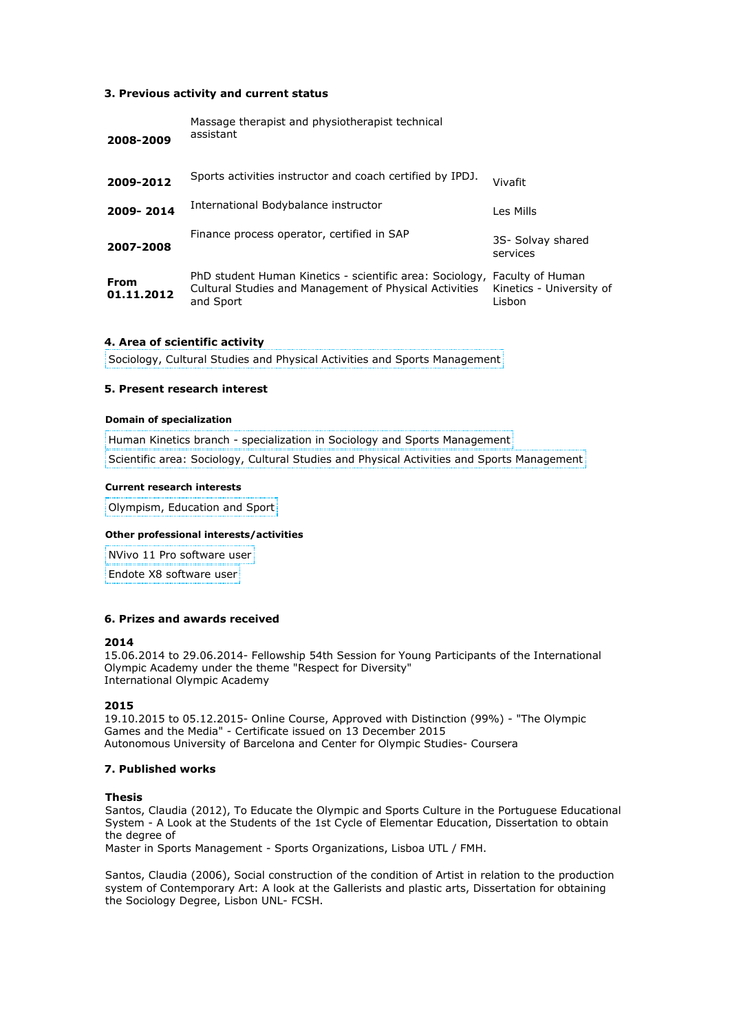### 3. Previous activity and current status

| | | |
|---|---|---|
| **2008-2009** | Massage therapist and physiotherapist technical assistant | |
| **2009-2012** | Sports activities instructor and coach certified by IPDJ. | Vivafit |
| **2009- 2014** | International Bodybalance instructor | Les Mills |
| **2007-2008** | Finance process operator, certified in SAP | 3S- Solvay shared services |
| **From 01.11.2012** | PhD student Human Kinetics - scientific area: Sociology, Cultural Studies and Management of Physical Activities and Sport | Faculty of Human Kinetics - University of Lisbon |

### 4. Area of scientific activity

Sociology, Cultural Studies and Physical Activities and Sports Management

### 5. Present research interest

#### Domain of specialization

Human Kinetics branch - specialization in Sociology and Sports Management

Scientific area: Sociology, Cultural Studies and Physical Activities and Sports Management

#### Current research interests

Olympism, Education and Sport

#### Other professional interests/activities

NVivo 11 Pro software user

Endote X8 software user

### 6. Prizes and awards received

**2014**
15.06.2014 to 29.06.2014- Fellowship 54th Session for Young Participants of the International Olympic Academy under the theme "Respect for Diversity"
International Olympic Academy

**2015**
19.10.2015 to 05.12.2015- Online Course, Approved with Distinction (99%) - "The Olympic Games and the Media" - Certificate issued on 13 December 2015
Autonomous University of Barcelona and Center for Olympic Studies- Coursera

### 7. Published works

**Thesis**
Santos, Claudia (2012), To Educate the Olympic and Sports Culture in the Portuguese Educational System - A Look at the Students of the 1st Cycle of Elementar Education, Dissertation to obtain the degree of
Master in Sports Management - Sports Organizations, Lisboa UTL / FMH.

Santos, Claudia (2006), Social construction of the condition of Artist in relation to the production system of Contemporary Art: A look at the Gallerists and plastic arts, Dissertation for obtaining the Sociology Degree, Lisbon UNL- FCSH.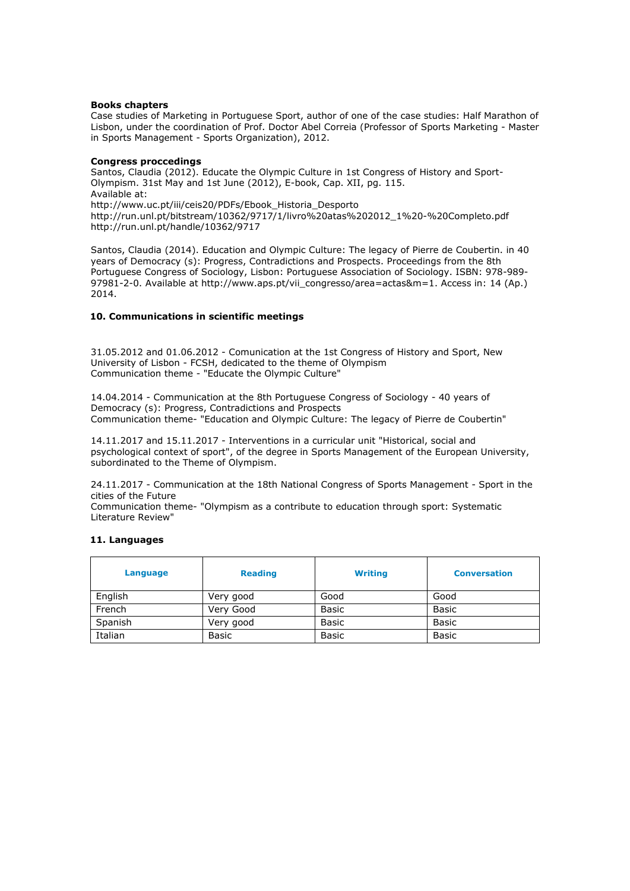**Books chapters**

Case studies of Marketing in Portuguese Sport, author of one of the case studies: Half Marathon of Lisbon, under the coordination of Prof. Doctor Abel Correia (Professor of Sports Marketing - Master in Sports Management - Sports Organization), 2012.

**Congress proccedings**

Santos, Claudia (2012). Educate the Olympic Culture in 1st Congress of History and Sport-Olympism. 31st May and 1st June (2012), E-book, Cap. XII, pg. 115.
Available at:
http://www.uc.pt/iii/ceis20/PDFs/Ebook_Historia_Desporto
http://run.unl.pt/bitstream/10362/9717/1/livro%20atas%202012_1%20-%20Completo.pdf
http://run.unl.pt/handle/10362/9717

Santos, Claudia (2014). Education and Olympic Culture: The legacy of Pierre de Coubertin. in 40 years of Democracy (s): Progress, Contradictions and Prospects. Proceedings from the 8th Portuguese Congress of Sociology, Lisbon: Portuguese Association of Sociology. ISBN: 978-989-97981-2-0. Available at http://www.aps.pt/vii_congresso/area=actas&m=1. Access in: 14 (Ap.) 2014.

### 10. Communications in scientific meetings

31.05.2012 and 01.06.2012 - Comunication at the 1st Congress of History and Sport, New University of Lisbon - FCSH, dedicated to the theme of Olympism
Communication theme - "Educate the Olympic Culture"

14.04.2014 - Communication at the 8th Portuguese Congress of Sociology - 40 years of Democracy (s): Progress, Contradictions and Prospects
Communication theme- "Education and Olympic Culture: The legacy of Pierre de Coubertin"

14.11.2017 and 15.11.2017 - Interventions in a curricular unit "Historical, social and psychological context of sport", of the degree in Sports Management of the European University, subordinated to the Theme of Olympism.

24.11.2017 - Communication at the 18th National Congress of Sports Management - Sport in the cities of the Future
Communication theme- "Olympism as a contribute to education through sport: Systematic Literature Review"

### 11. Languages

| Language | Reading | Writing | Conversation |
|---|---|---|---|
| English | Very good | Good | Good |
| French | Very Good | Basic | Basic |
| Spanish | Very good | Basic | Basic |
| Italian | Basic | Basic | Basic |